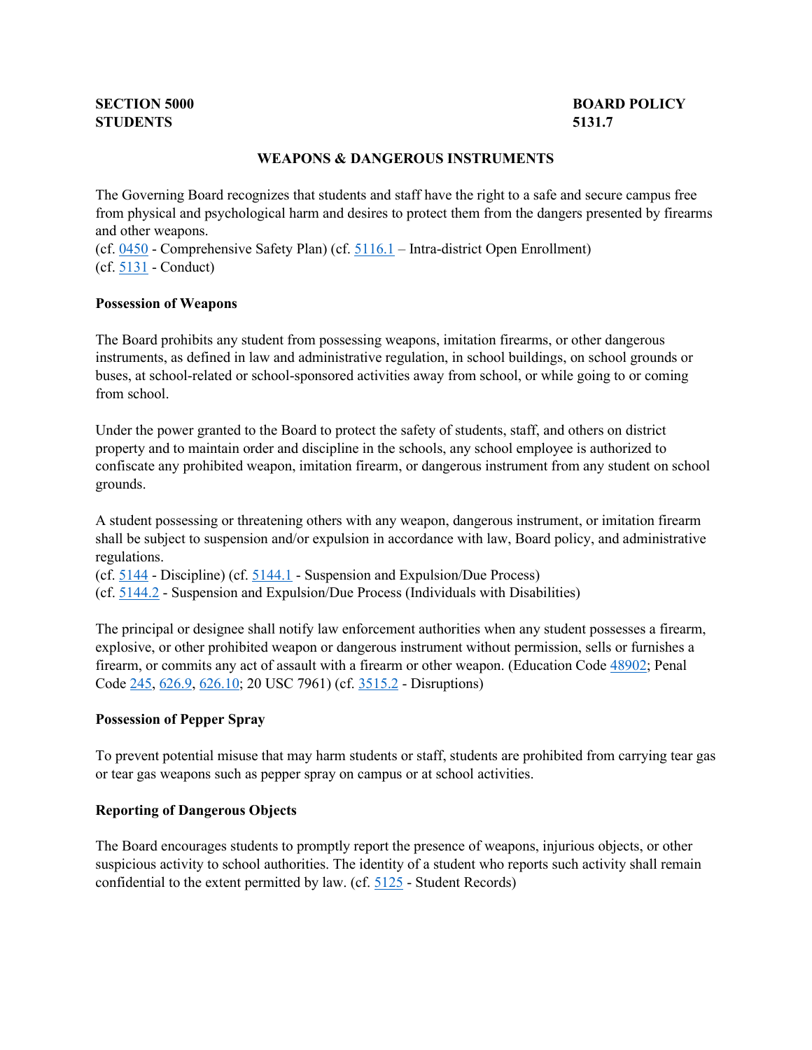**SECTION 5000**
**STUDENTS**

**BOARD POLICY**
**5131.7**

## WEAPONS & DANGEROUS INSTRUMENTS

The Governing Board recognizes that students and staff have the right to a safe and secure campus free from physical and psychological harm and desires to protect them from the dangers presented by firearms and other weapons.
(cf. 0450 - Comprehensive Safety Plan) (cf. 5116.1 – Intra-district Open Enrollment)
(cf. 5131 - Conduct)

### Possession of Weapons

The Board prohibits any student from possessing weapons, imitation firearms, or other dangerous instruments, as defined in law and administrative regulation, in school buildings, on school grounds or buses, at school-related or school-sponsored activities away from school, or while going to or coming from school.

Under the power granted to the Board to protect the safety of students, staff, and others on district property and to maintain order and discipline in the schools, any school employee is authorized to confiscate any prohibited weapon, imitation firearm, or dangerous instrument from any student on school grounds.

A student possessing or threatening others with any weapon, dangerous instrument, or imitation firearm shall be subject to suspension and/or expulsion in accordance with law, Board policy, and administrative regulations.
(cf. 5144 - Discipline) (cf. 5144.1 - Suspension and Expulsion/Due Process)
(cf. 5144.2 - Suspension and Expulsion/Due Process (Individuals with Disabilities)

The principal or designee shall notify law enforcement authorities when any student possesses a firearm, explosive, or other prohibited weapon or dangerous instrument without permission, sells or furnishes a firearm, or commits any act of assault with a firearm or other weapon. (Education Code 48902; Penal Code 245, 626.9, 626.10; 20 USC 7961) (cf. 3515.2 - Disruptions)

### Possession of Pepper Spray

To prevent potential misuse that may harm students or staff, students are prohibited from carrying tear gas or tear gas weapons such as pepper spray on campus or at school activities.

### Reporting of Dangerous Objects

The Board encourages students to promptly report the presence of weapons, injurious objects, or other suspicious activity to school authorities. The identity of a student who reports such activity shall remain confidential to the extent permitted by law. (cf. 5125 - Student Records)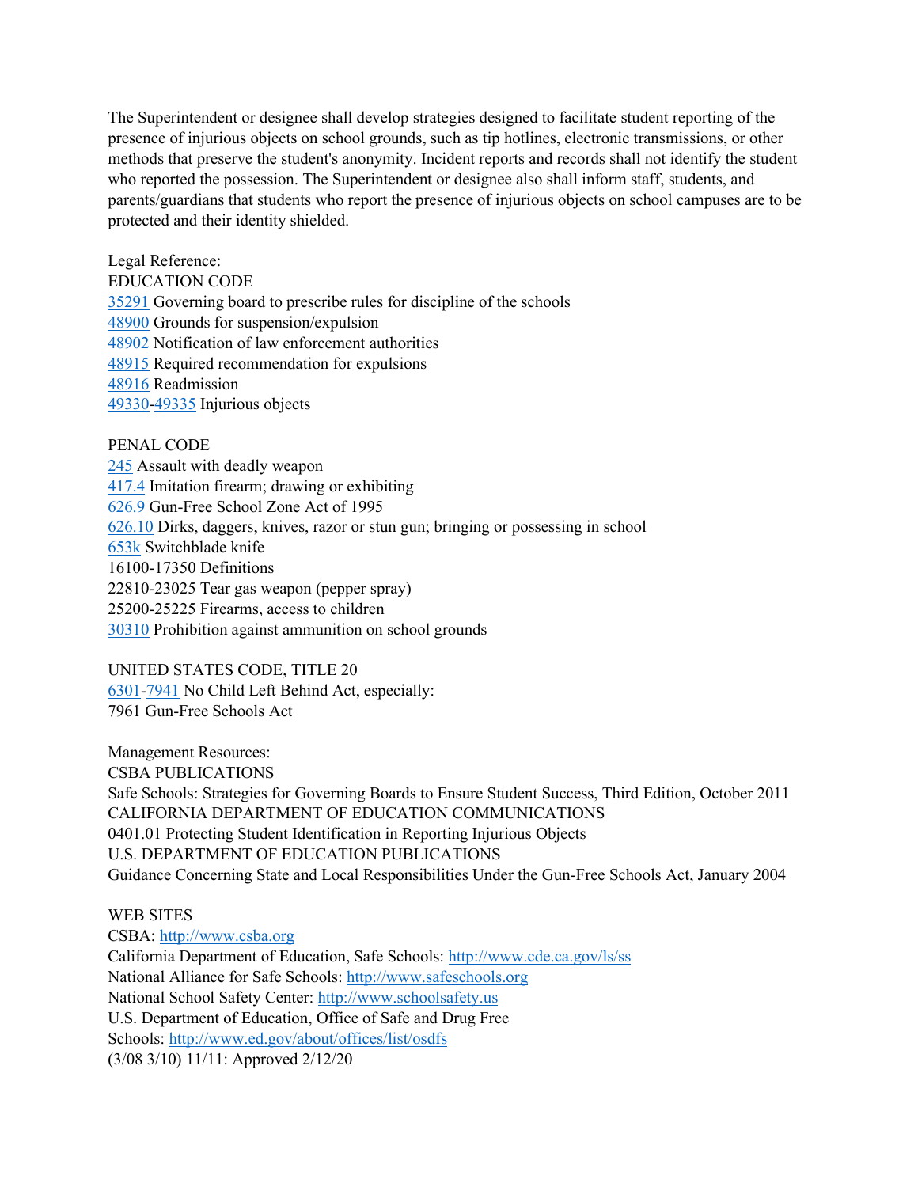The Superintendent or designee shall develop strategies designed to facilitate student reporting of the presence of injurious objects on school grounds, such as tip hotlines, electronic transmissions, or other methods that preserve the student's anonymity. Incident reports and records shall not identify the student who reported the possession. The Superintendent or designee also shall inform staff, students, and parents/guardians that students who report the presence of injurious objects on school campuses are to be protected and their identity shielded.

Legal Reference:
EDUCATION CODE
35291 Governing board to prescribe rules for discipline of the schools
48900 Grounds for suspension/expulsion
48902 Notification of law enforcement authorities
48915 Required recommendation for expulsions
48916 Readmission
49330-49335 Injurious objects

PENAL CODE
245 Assault with deadly weapon
417.4 Imitation firearm; drawing or exhibiting
626.9 Gun-Free School Zone Act of 1995
626.10 Dirks, daggers, knives, razor or stun gun; bringing or possessing in school
653k Switchblade knife
16100-17350 Definitions
22810-23025 Tear gas weapon (pepper spray)
25200-25225 Firearms, access to children
30310 Prohibition against ammunition on school grounds

UNITED STATES CODE, TITLE 20
6301-7941 No Child Left Behind Act, especially:
7961 Gun-Free Schools Act

Management Resources:
CSBA PUBLICATIONS
Safe Schools: Strategies for Governing Boards to Ensure Student Success, Third Edition, October 2011
CALIFORNIA DEPARTMENT OF EDUCATION COMMUNICATIONS
0401.01 Protecting Student Identification in Reporting Injurious Objects
U.S. DEPARTMENT OF EDUCATION PUBLICATIONS
Guidance Concerning State and Local Responsibilities Under the Gun-Free Schools Act, January 2004

WEB SITES
CSBA: http://www.csba.org
California Department of Education, Safe Schools: http://www.cde.ca.gov/ls/ss
National Alliance for Safe Schools: http://www.safeschools.org
National School Safety Center: http://www.schoolsafety.us
U.S. Department of Education, Office of Safe and Drug Free
Schools: http://www.ed.gov/about/offices/list/osdfs
(3/08 3/10) 11/11: Approved 2/12/20